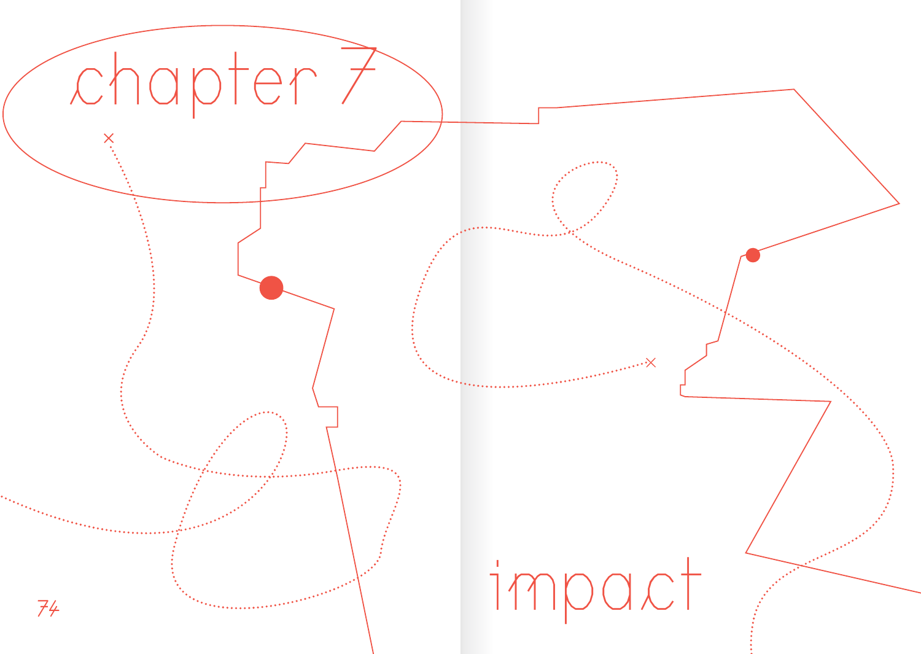# chapter 7

# impact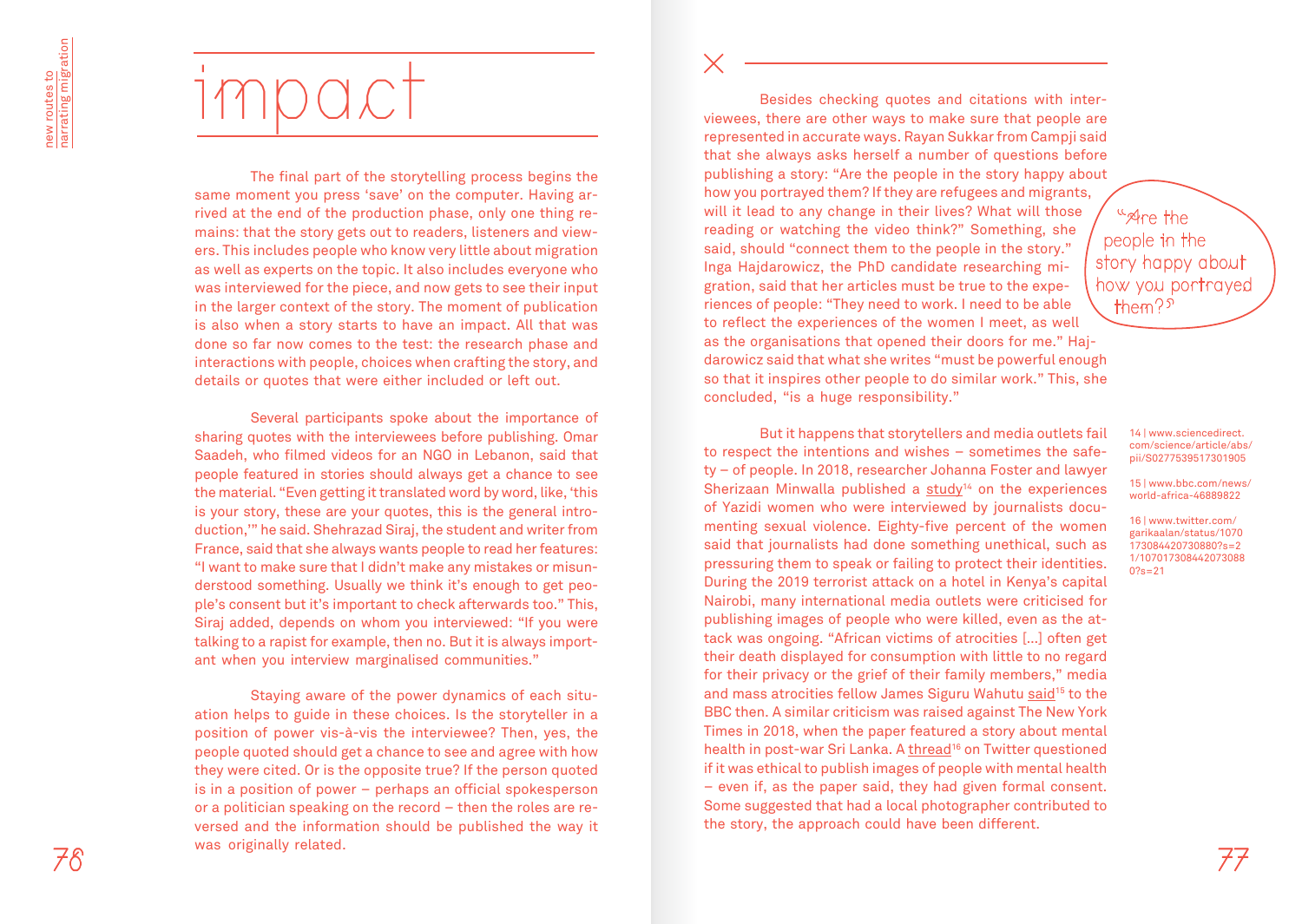# impact

The final part of the storytelling process begins the same moment you press 'save' on the computer. Having arrived at the end of the production phase, only one thing remains: that the story gets out to readers, listeners and viewers. This includes people who know very little about migration as well as experts on the topic. It also includes everyone who was interviewed for the piece, and now gets to see their input in the larger context of the story. The moment of publication is also when a story starts to have an impact. All that was done so far now comes to the test: the research phase and interactions with people, choices when crafting the story, and details or quotes that were either included or left out.

Several participants spoke about the importance of sharing quotes with the interviewees before publishing. Omar Saadeh, who filmed videos for an NGO in Lebanon, said that people featured in stories should always get a chance to see the material. "Even getting it translated word by word, like, 'this is your story, these are your quotes, this is the general introduction,'" he said. Shehrazad Siraj, the student and writer from France, said that she always wants people to read her features: "I want to make sure that I didn't make any mistakes or misunderstood something. Usually we think it's enough to get people's consent but it's important to check afterwards too." This, Siraj added, depends on whom you interviewed: "If you were talking to a rapist for example, then no. But it is always important when you interview marginalised communities."

Staying aware of the power dynamics of each situation helps to guide in these choices. Is the storyteller in a position of power vis-à-vis the interviewee? Then, yes, the people quoted should get a chance to see and agree with how they were cited. Or is the opposite true? If the person quoted is in a position of power – perhaps an official spokesperson or a politician speaking on the record – then the roles are reversed and the information should be published the way it was originally related.

Besides checking quotes and citations with interviewees, there are other ways to make sure that people are represented in accurate ways. Rayan Sukkar from Campji said that she always asks herself a number of questions before publishing a story: "Are the people in the story happy about how you portrayed them? If they are refugees and migrants, will it lead to any change in their lives? What will those reading or watching the video think?" Something, she said, should "connect them to the people in the story." Inga Hajdarowicz, the PhD candidate researching migration, said that her articles must be true to the experiences of people: "They need to work. I need to be able to reflect the experiences of the women I meet, as well as the organisations that opened their doors for me." Hajdarowicz said that what she writes "must be powerful enough so that it inspires other people to do similar work." This, she concluded, "is a huge responsibility."

> "Are the people in the story happy about how you portrayed them?"

But it happens that storytellers and media outlets fail to respect the intentions and wishes – sometimes the safety – of people. In 2018, researcher Johanna Foster and lawyer Sherizaan Minwalla published a study[14] on the experiences of Yazidi women who were interviewed by journalists documenting sexual violence. Eighty-five percent of the women said that journalists had done something unethical, such as pressuring them to speak or failing to protect their identities. During the 2019 terrorist attack on a hotel in Kenya's capital Nairobi, many international media outlets were criticised for publishing images of people who were killed, even as the attack was ongoing. "African victims of atrocities […] often get their death displayed for consumption with little to no regard for their privacy or the grief of their family members," media and mass atrocities fellow James Siguru Wahutu said[15] to the BBC then. A similar criticism was raised against The New York Times in 2018, when the paper featured a story about mental health in post-war Sri Lanka. A thread[16] on Twitter questioned if it was ethical to publish images of people with mental health – even if, as the paper said, they had given formal consent. Some suggested that had a local photographer contributed to the story, the approach could have been different.

14 | www.sciencedirect.com/science/article/abs/pii/S0277539517301905

15 | www.bbc.com/news/world-africa-46889822

16 | www.twitter.com/garikaalan/status/1070173084420730880?s=21/1070173084420730880?s=21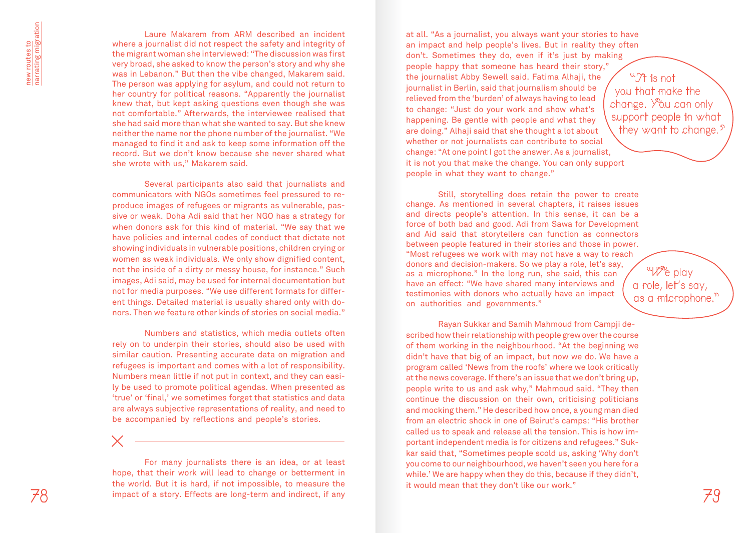Laure Makarem from ARM described an incident where a journalist did not respect the safety and integrity of the migrant woman she interviewed: "The discussion was first very broad, she asked to know the person's story and why she was in Lebanon." But then the vibe changed, Makarem said. The person was applying for asylum, and could not return to her country for political reasons. "Apparently the journalist knew that, but kept asking questions even though she was not comfortable." Afterwards, the interviewee realised that she had said more than what she wanted to say. But she knew neither the name nor the phone number of the journalist. "We managed to find it and ask to keep some information off the record. But we don't know because she never shared what she wrote with us," Makarem said.

Several participants also said that journalists and communicators with NGOs sometimes feel pressured to reproduce images of refugees or migrants as vulnerable, passive or weak. Doha Adi said that her NGO has a strategy for when donors ask for this kind of material. "We say that we have policies and internal codes of conduct that dictate not showing individuals in vulnerable positions, children crying or women as weak individuals. We only show dignified content, not the inside of a dirty or messy house, for instance." Such images, Adi said, may be used for internal documentation but not for media purposes. "We use different formats for different things. Detailed material is usually shared only with donors. Then we feature other kinds of stories on social media."

Numbers and statistics, which media outlets often rely on to underpin their stories, should also be used with similar caution. Presenting accurate data on migration and refugees is important and comes with a lot of responsibility. Numbers mean little if not put in context, and they can easily be used to promote political agendas. When presented as 'true' or 'final,' we sometimes forget that statistics and data are always subjective representations of reality, and need to be accompanied by reflections and people's stories.

---

For many journalists there is an idea, or at least hope, that their work will lead to change or betterment in the world. But it is hard, if not impossible, to measure the impact of a story. Effects are long-term and indirect, if any at all. "As a journalist, you always want your stories to have an impact and help people's lives. But in reality they often don't. Sometimes they do, even if it's just by making people happy that someone has heard their story," the journalist Abby Sewell said. Fatima Alhaji, the journalist in Berlin, said that journalism should be relieved from the 'burden' of always having to lead to change: "Just do your work and show what's happening. Be gentle with people and what they are doing." Alhaji said that she thought a lot about whether or not journalists can contribute to social change: "At one point I got the answer. As a journalist, it is not you that make the change. You can only support people in what they want to change."

> "It is not you that make the change. You can only support people in what they want to change."

Still, storytelling does retain the power to create change. As mentioned in several chapters, it raises issues and directs people's attention. In this sense, it can be a force of both bad and good. Adi from Sawa for Development and Aid said that storytellers can function as connectors between people featured in their stories and those in power. "Most refugees we work with may not have a way to reach donors and decision-makers. So we play a role, let's say, as a microphone." In the long run, she said, this can have an effect: "We have shared many interviews and testimonies with donors who actually have an impact on authorities and governments."

> "We play a role, let's say, as a microphone."

Rayan Sukkar and Samih Mahmoud from Campji described how their relationship with people grew over the course of them working in the neighbourhood. "At the beginning we didn't have that big of an impact, but now we do. We have a program called 'News from the roofs' where we look critically at the news coverage. If there's an issue that we don't bring up, people write to us and ask why," Mahmoud said. "They then continue the discussion on their own, criticising politicians and mocking them." He described how once, a young man died from an electric shock in one of Beirut's camps: "His brother called us to speak and release all the tension. This is how important independent media is for citizens and refugees." Sukkar said that, "Sometimes people scold us, asking 'Why don't you come to our neighbourhood, we haven't seen you here for a while.' We are happy when they do this, because if they didn't, it would mean that they don't like our work."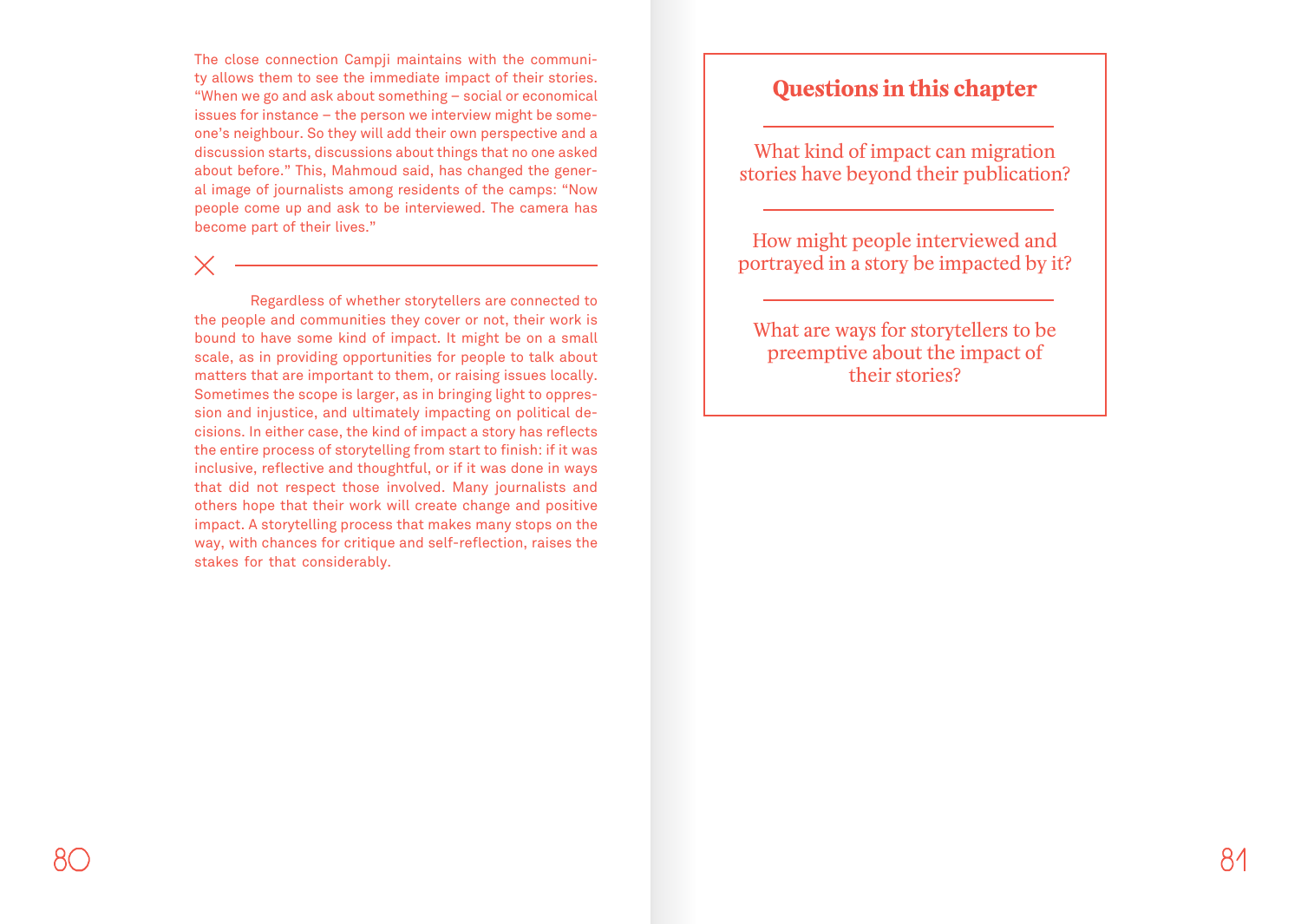The close connection Campji maintains with the community allows them to see the immediate impact of their stories. "When we go and ask about something – social or economical issues for instance – the person we interview might be someone's neighbour. So they will add their own perspective and a discussion starts, discussions about things that no one asked about before." This, Mahmoud said, has changed the general image of journalists among residents of the camps: "Now people come up and ask to be interviewed. The camera has become part of their lives."

---

Regardless of whether storytellers are connected to the people and communities they cover or not, their work is bound to have some kind of impact. It might be on a small scale, as in providing opportunities for people to talk about matters that are important to them, or raising issues locally. Sometimes the scope is larger, as in bringing light to oppression and injustice, and ultimately impacting on political decisions. In either case, the kind of impact a story has reflects the entire process of storytelling from start to finish: if it was inclusive, reflective and thoughtful, or if it was done in ways that did not respect those involved. Many journalists and others hope that their work will create change and positive impact. A storytelling process that makes many stops on the way, with chances for critique and self-reflection, raises the stakes for that considerably.

## Questions in this chapter

What kind of impact can migration stories have beyond their publication?

How might people interviewed and portrayed in a story be impacted by it?

What are ways for storytellers to be preemptive about the impact of their stories?